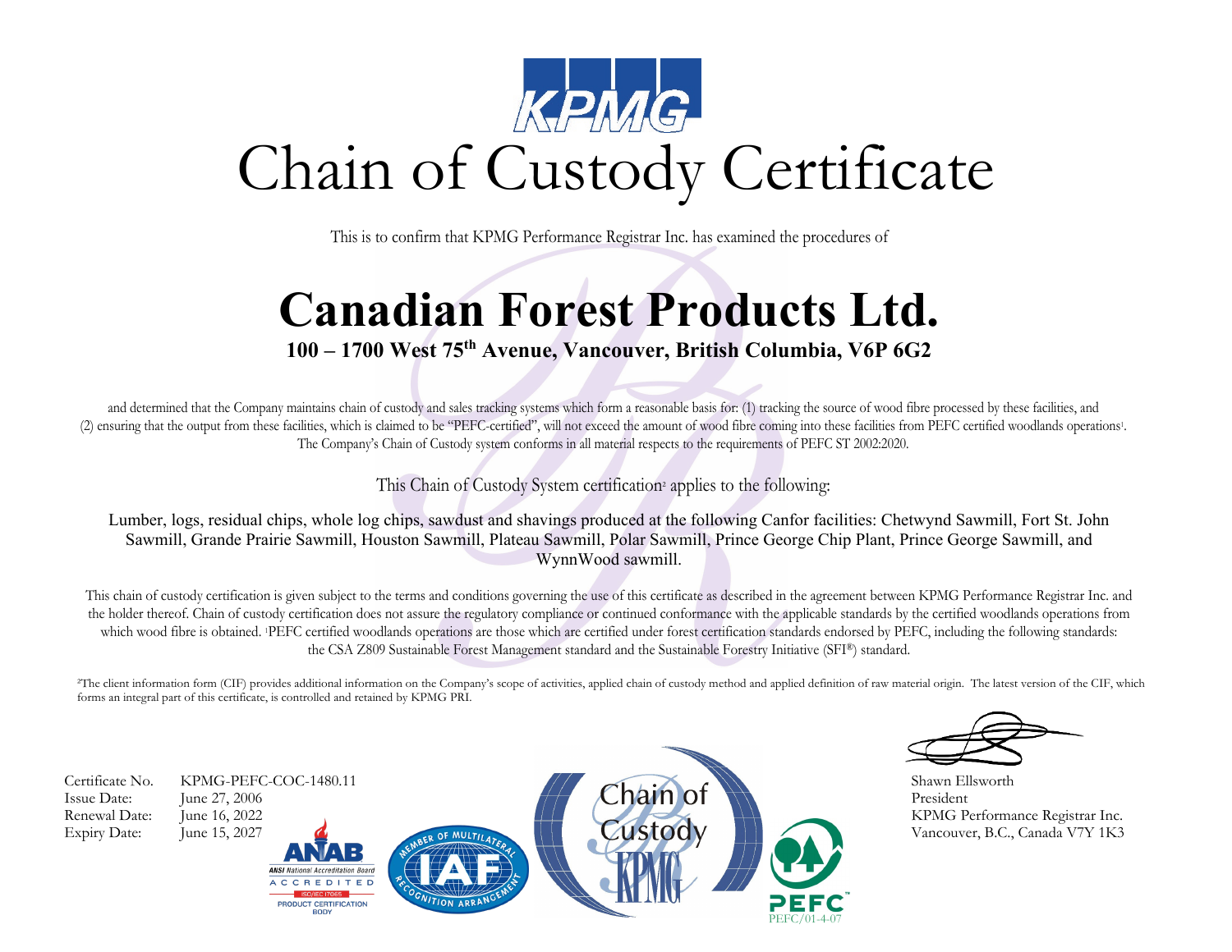KPMG

# Chain of Custody Certificate

This is to confirm that KPMG Performance Registrar Inc. has examined the procedures of

# Canadian Forest Products Ltd.

**100 – 1700 West 75th Avenue, Vancouver, British Columbia, V6P 6G2**

and determined that the Company maintains chain of custody and sales tracking systems which form a reasonable basis for: (1) tracking the source of wood fibre processed by these facilities, and (2) ensuring that the output from these facilities, which is claimed to be "PEFC-certified", will not exceed the amount of wood fibre coming into these facilities from PEFC certified woodlands operations[1]. The Company's Chain of Custody system conforms in all material respects to the requirements of PEFC ST 2002:2020.

This Chain of Custody System certification[2] applies to the following:

Lumber, logs, residual chips, whole log chips, sawdust and shavings produced at the following Canfor facilities: Chetwynd Sawmill, Fort St. John Sawmill, Grande Prairie Sawmill, Houston Sawmill, Plateau Sawmill, Polar Sawmill, Prince George Chip Plant, Prince George Sawmill, and WynnWood sawmill.

This chain of custody certification is given subject to the terms and conditions governing the use of this certificate as described in the agreement between KPMG Performance Registrar Inc. and the holder thereof. Chain of custody certification does not assure the regulatory compliance or continued conformance with the applicable standards by the certified woodlands operations from which wood fibre is obtained. [1]PEFC certified woodlands operations are those which are certified under forest certification standards endorsed by PEFC, including the following standards: the CSA Z809 Sustainable Forest Management standard and the Sustainable Forestry Initiative (SFI®) standard.

[2]The client information form (CIF) provides additional information on the Company's scope of activities, applied chain of custody method and applied definition of raw material origin. The latest version of the CIF, which forms an integral part of this certificate, is controlled and retained by KPMG PRI.

| | |
|---|---|
| Certificate No. | KPMG-PEFC-COC-1480.11 |
| Issue Date: | June 27, 2006 |
| Renewal Date: | June 16, 2022 |
| Expiry Date: | June 15, 2027 |

ANAB — ANSI National Accreditation Board — ACCREDITED — ISO/IEC 17065 — PRODUCT CERTIFICATION BODY

MEMBER OF MULTILATERAL RECOGNITION ARRANGEMENT — IAF

Chain of Custody — KPMG

PEFC™ — PEFC/01-4-07

Shawn Ellsworth
President
KPMG Performance Registrar Inc.
Vancouver, B.C., Canada V7Y 1K3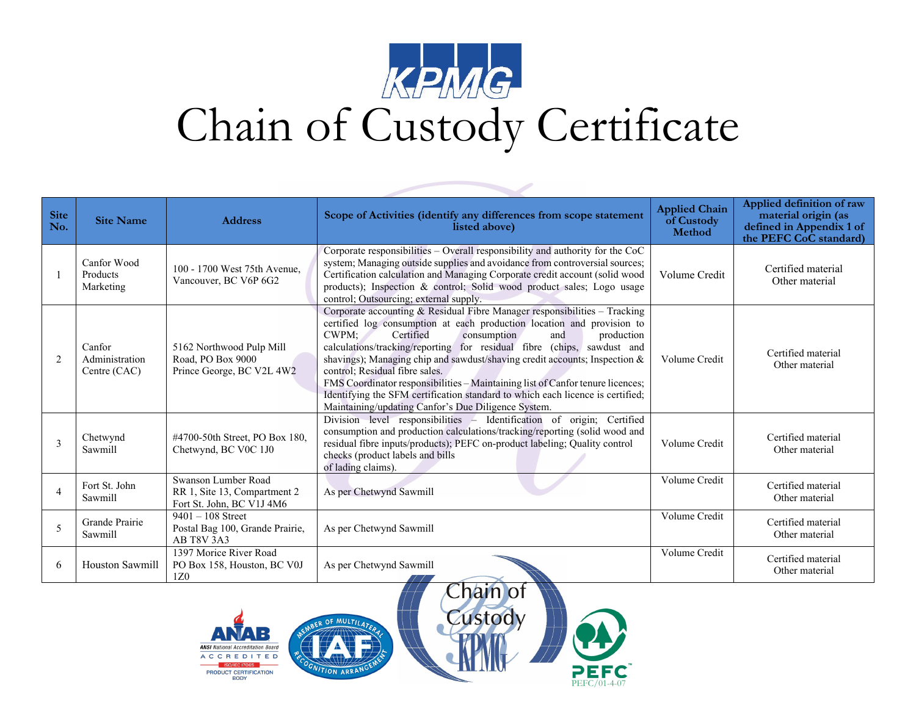# Chain of Custody Certificate

| Site No. | Site Name | Address | Scope of Activities (identify any differences from scope statement listed above) | Applied Chain of Custody Method | Applied definition of raw material origin (as defined in Appendix 1 of the PEFC CoC standard) |
|---|---|---|---|---|---|
| 1 | Canfor Wood Products Marketing | 100 - 1700 West 75th Avenue, Vancouver, BC V6P 6G2 | Corporate responsibilities – Overall responsibility and authority for the CoC system; Managing outside supplies and avoidance from controversial sources; Certification calculation and Managing Corporate credit account (solid wood products); Inspection & control; Solid wood product sales; Logo usage control; Outsourcing; external supply. | Volume Credit | Certified material<br>Other material |
| 2 | Canfor Administration Centre (CAC) | 5162 Northwood Pulp Mill Road, PO Box 9000<br>Prince George, BC V2L 4W2 | Corporate accounting & Residual Fibre Manager responsibilities – Tracking certified log consumption at each production location and provision to CWPM; Certified consumption and production calculations/tracking/reporting for residual fibre (chips, sawdust and shavings); Managing chip and sawdust/shaving credit accounts; Inspection & control; Residual fibre sales.<br>FMS Coordinator responsibilities – Maintaining list of Canfor tenure licences; Identifying the SFM certification standard to which each licence is certified; Maintaining/updating Canfor's Due Diligence System. | Volume Credit | Certified material<br>Other material |
| 3 | Chetwynd Sawmill | #4700-50th Street, PO Box 180, Chetwynd, BC V0C 1J0 | Division level responsibilities – Identification of origin; Certified consumption and production calculations/tracking/reporting (solid wood and residual fibre inputs/products); PEFC on-product labeling; Quality control checks (product labels and bills of lading claims). | Volume Credit | Certified material<br>Other material |
| 4 | Fort St. John Sawmill | Swanson Lumber Road<br>RR 1, Site 13, Compartment 2<br>Fort St. John, BC V1J 4M6 | As per Chetwynd Sawmill | Volume Credit | Certified material<br>Other material |
| 5 | Grande Prairie Sawmill | 9401 – 108 Street<br>Postal Bag 100, Grande Prairie, AB T8V 3A3 | As per Chetwynd Sawmill | Volume Credit | Certified material<br>Other material |
| 6 | Houston Sawmill | 1397 Morice River Road<br>PO Box 158, Houston, BC V0J 1Z0 | As per Chetwynd Sawmill | Volume Credit | Certified material<br>Other material |

PEFC/01-4-07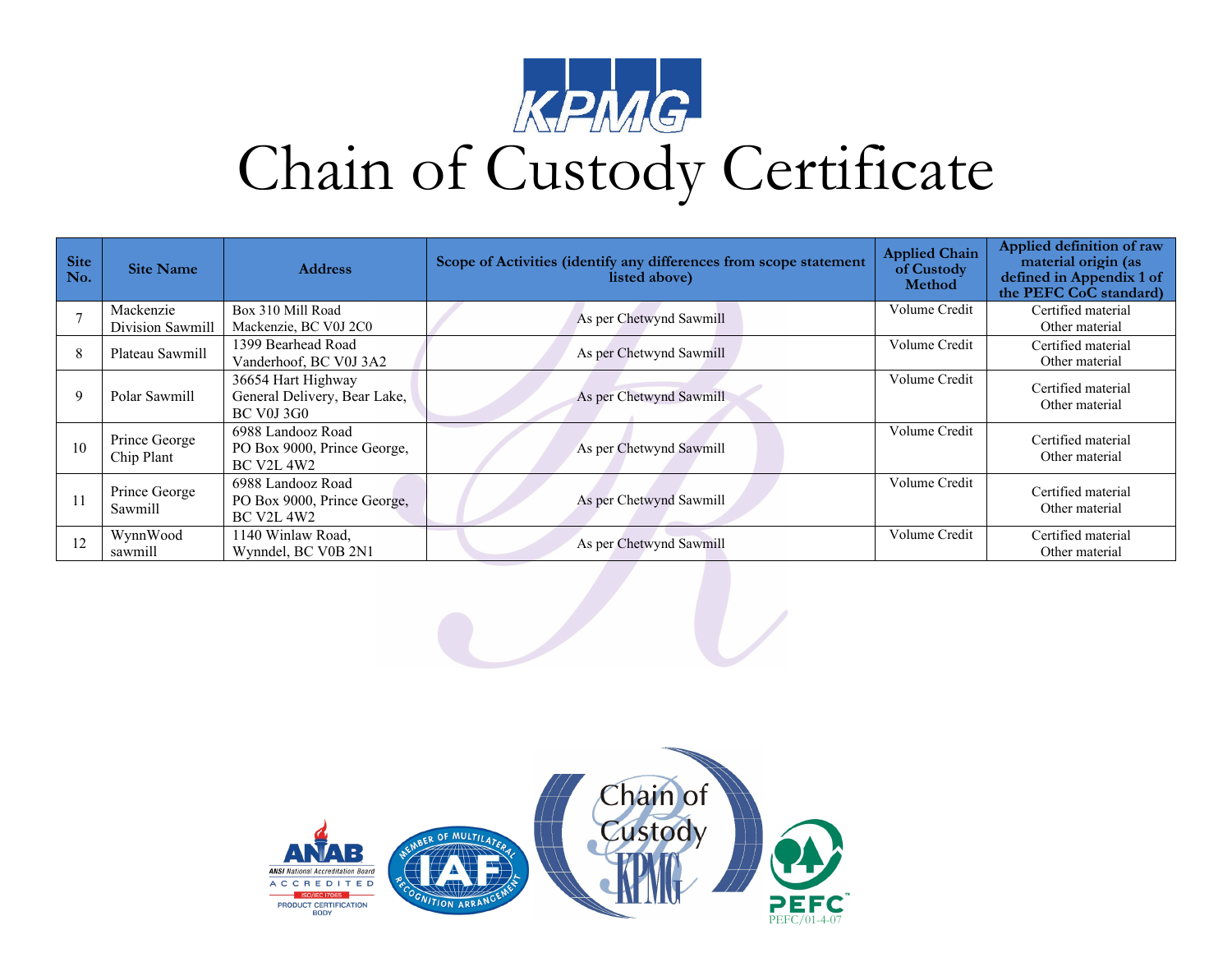# Chain of Custody Certificate

| Site No. | Site Name | Address | Scope of Activities (identify any differences from scope statement listed above) | Applied Chain of Custody Method | Applied definition of raw material origin (as defined in Appendix 1 of the PEFC CoC standard) |
| --- | --- | --- | --- | --- | --- |
| 7 | Mackenzie Division Sawmill | Box 310 Mill Road Mackenzie, BC V0J 2C0 | As per Chetwynd Sawmill | Volume Credit | Certified material Other material |
| 8 | Plateau Sawmill | 1399 Bearhead Road Vanderhoof, BC V0J 3A2 | As per Chetwynd Sawmill | Volume Credit | Certified material Other material |
| 9 | Polar Sawmill | 36654 Hart Highway General Delivery, Bear Lake, BC V0J 3G0 | As per Chetwynd Sawmill | Volume Credit | Certified material Other material |
| 10 | Prince George Chip Plant | 6988 Landooz Road PO Box 9000, Prince George, BC V2L 4W2 | As per Chetwynd Sawmill | Volume Credit | Certified material Other material |
| 11 | Prince George Sawmill | 6988 Landooz Road PO Box 9000, Prince George, BC V2L 4W2 | As per Chetwynd Sawmill | Volume Credit | Certified material Other material |
| 12 | WynnWood sawmill | 1140 Winlaw Road, Wynndel, BC V0B 2N1 | As per Chetwynd Sawmill | Volume Credit | Certified material Other material |

PEFC/01-4-07